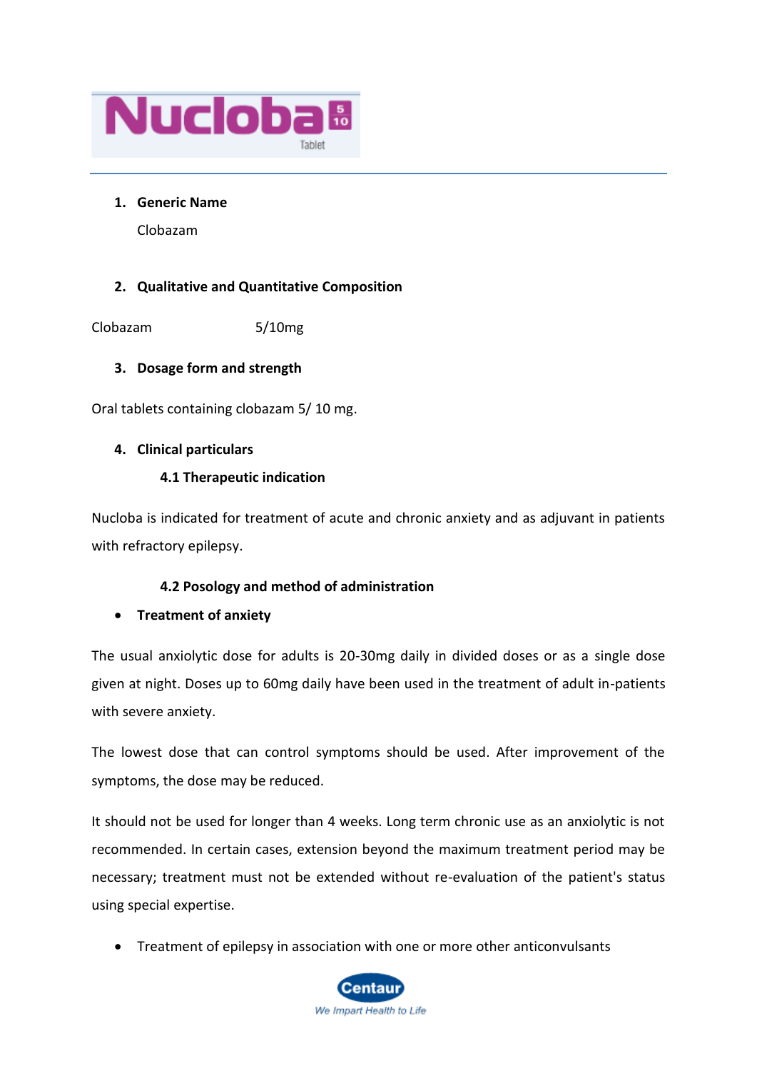# Nucloba 5/10 Tablet

## 1. Generic Name

Clobazam

## 2. Qualitative and Quantitative Composition

| Clobazam | 5/10mg |
|---|---|

## 3. Dosage form and strength

Oral tablets containing clobazam 5/ 10 mg.

## 4. Clinical particulars

### 4.1 Therapeutic indication

Nucloba is indicated for treatment of acute and chronic anxiety and as adjuvant in patients with refractory epilepsy.

### 4.2 Posology and method of administration

- **Treatment of anxiety**

The usual anxiolytic dose for adults is 20-30mg daily in divided doses or as a single dose given at night. Doses up to 60mg daily have been used in the treatment of adult in-patients with severe anxiety.

The lowest dose that can control symptoms should be used. After improvement of the symptoms, the dose may be reduced.

It should not be used for longer than 4 weeks. Long term chronic use as an anxiolytic is not recommended. In certain cases, extension beyond the maximum treatment period may be necessary; treatment must not be extended without re-evaluation of the patient's status using special expertise.

- Treatment of epilepsy in association with one or more other anticonvulsants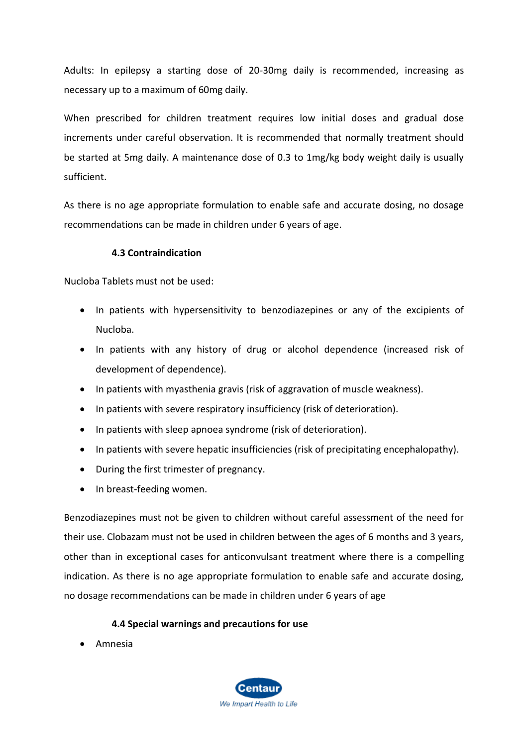Adults: In epilepsy a starting dose of 20-30mg daily is recommended, increasing as necessary up to a maximum of 60mg daily.

When prescribed for children treatment requires low initial doses and gradual dose increments under careful observation. It is recommended that normally treatment should be started at 5mg daily. A maintenance dose of 0.3 to 1mg/kg body weight daily is usually sufficient.

As there is no age appropriate formulation to enable safe and accurate dosing, no dosage recommendations can be made in children under 6 years of age.

### 4.3 Contraindication

Nucloba Tablets must not be used:

- In patients with hypersensitivity to benzodiazepines or any of the excipients of Nucloba.
- In patients with any history of drug or alcohol dependence (increased risk of development of dependence).
- In patients with myasthenia gravis (risk of aggravation of muscle weakness).
- In patients with severe respiratory insufficiency (risk of deterioration).
- In patients with sleep apnoea syndrome (risk of deterioration).
- In patients with severe hepatic insufficiencies (risk of precipitating encephalopathy).
- During the first trimester of pregnancy.
- In breast-feeding women.

Benzodiazepines must not be given to children without careful assessment of the need for their use. Clobazam must not be used in children between the ages of 6 months and 3 years, other than in exceptional cases for anticonvulsant treatment where there is a compelling indication. As there is no age appropriate formulation to enable safe and accurate dosing, no dosage recommendations can be made in children under 6 years of age

### 4.4 Special warnings and precautions for use

- Amnesia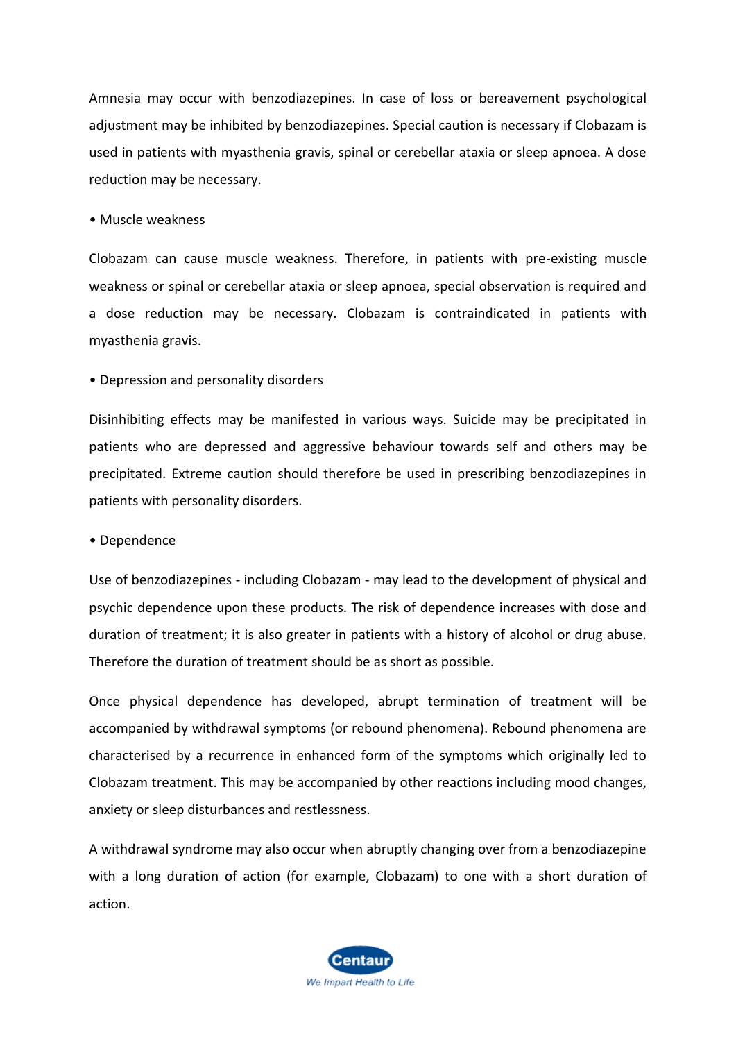Amnesia may occur with benzodiazepines. In case of loss or bereavement psychological adjustment may be inhibited by benzodiazepines. Special caution is necessary if Clobazam is used in patients with myasthenia gravis, spinal or cerebellar ataxia or sleep apnoea. A dose reduction may be necessary.

• Muscle weakness

Clobazam can cause muscle weakness. Therefore, in patients with pre-existing muscle weakness or spinal or cerebellar ataxia or sleep apnoea, special observation is required and a dose reduction may be necessary. Clobazam is contraindicated in patients with myasthenia gravis.

• Depression and personality disorders

Disinhibiting effects may be manifested in various ways. Suicide may be precipitated in patients who are depressed and aggressive behaviour towards self and others may be precipitated. Extreme caution should therefore be used in prescribing benzodiazepines in patients with personality disorders.

• Dependence

Use of benzodiazepines - including Clobazam - may lead to the development of physical and psychic dependence upon these products. The risk of dependence increases with dose and duration of treatment; it is also greater in patients with a history of alcohol or drug abuse. Therefore the duration of treatment should be as short as possible.

Once physical dependence has developed, abrupt termination of treatment will be accompanied by withdrawal symptoms (or rebound phenomena). Rebound phenomena are characterised by a recurrence in enhanced form of the symptoms which originally led to Clobazam treatment. This may be accompanied by other reactions including mood changes, anxiety or sleep disturbances and restlessness.

A withdrawal syndrome may also occur when abruptly changing over from a benzodiazepine with a long duration of action (for example, Clobazam) to one with a short duration of action.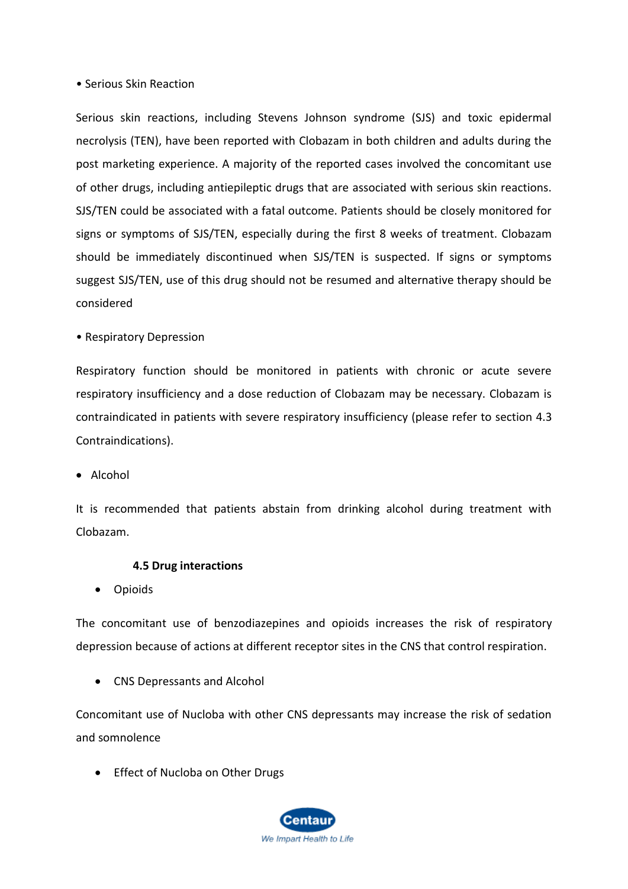- Serious Skin Reaction

Serious skin reactions, including Stevens Johnson syndrome (SJS) and toxic epidermal necrolysis (TEN), have been reported with Clobazam in both children and adults during the post marketing experience. A majority of the reported cases involved the concomitant use of other drugs, including antiepileptic drugs that are associated with serious skin reactions. SJS/TEN could be associated with a fatal outcome. Patients should be closely monitored for signs or symptoms of SJS/TEN, especially during the first 8 weeks of treatment. Clobazam should be immediately discontinued when SJS/TEN is suspected. If signs or symptoms suggest SJS/TEN, use of this drug should not be resumed and alternative therapy should be considered

- Respiratory Depression

Respiratory function should be monitored in patients with chronic or acute severe respiratory insufficiency and a dose reduction of Clobazam may be necessary. Clobazam is contraindicated in patients with severe respiratory insufficiency (please refer to section 4.3 Contraindications).

- Alcohol

It is recommended that patients abstain from drinking alcohol during treatment with Clobazam.

**4.5 Drug interactions**

- Opioids

The concomitant use of benzodiazepines and opioids increases the risk of respiratory depression because of actions at different receptor sites in the CNS that control respiration.

- CNS Depressants and Alcohol

Concomitant use of Nucloba with other CNS depressants may increase the risk of sedation and somnolence

- Effect of Nucloba on Other Drugs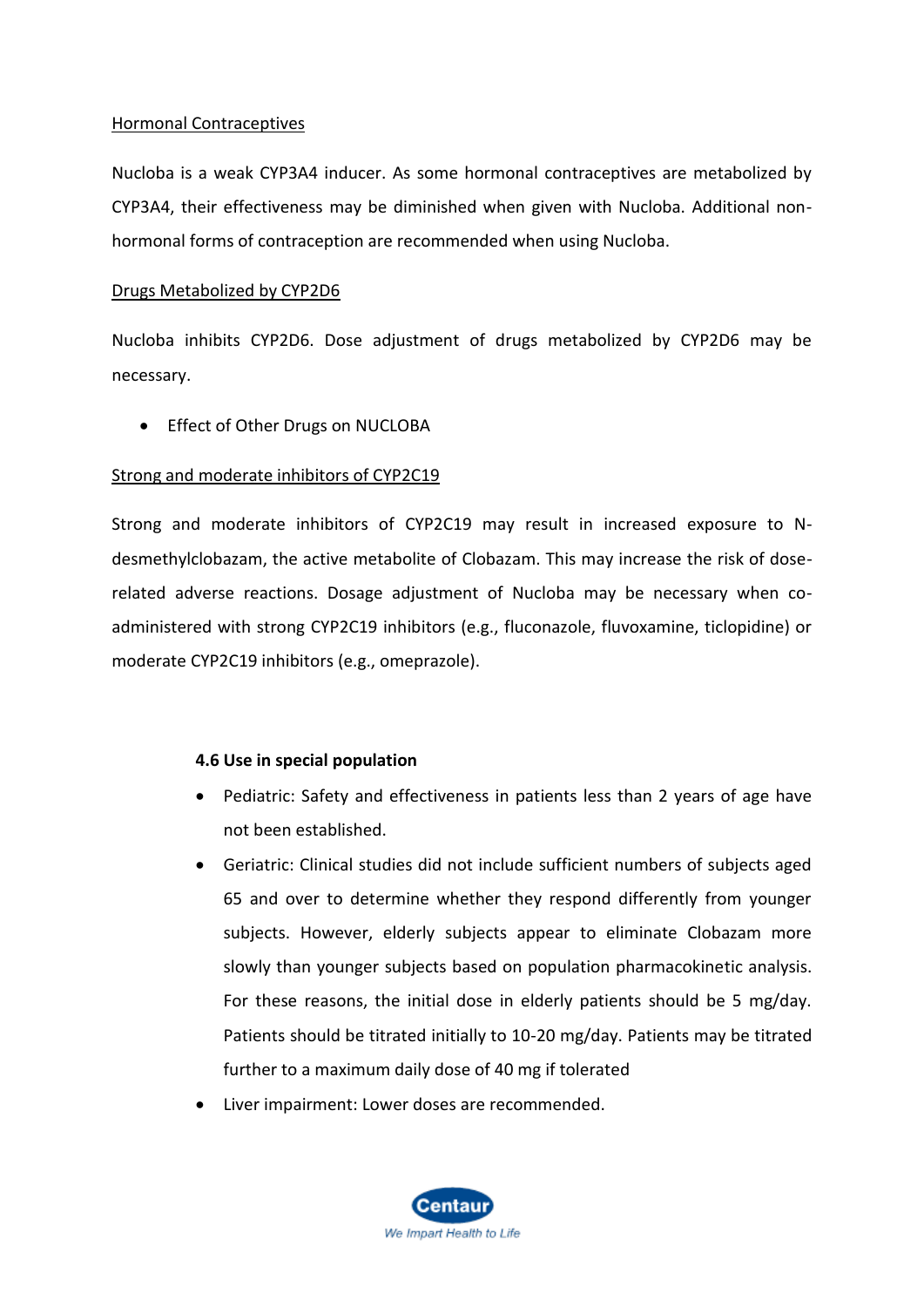Hormonal Contraceptives

Nucloba is a weak CYP3A4 inducer. As some hormonal contraceptives are metabolized by CYP3A4, their effectiveness may be diminished when given with Nucloba. Additional non-hormonal forms of contraception are recommended when using Nucloba.

Drugs Metabolized by CYP2D6

Nucloba inhibits CYP2D6. Dose adjustment of drugs metabolized by CYP2D6 may be necessary.

- Effect of Other Drugs on NUCLOBA

Strong and moderate inhibitors of CYP2C19

Strong and moderate inhibitors of CYP2C19 may result in increased exposure to N-desmethylclobazam, the active metabolite of Clobazam. This may increase the risk of dose-related adverse reactions. Dosage adjustment of Nucloba may be necessary when co-administered with strong CYP2C19 inhibitors (e.g., fluconazole, fluvoxamine, ticlopidine) or moderate CYP2C19 inhibitors (e.g., omeprazole).

**4.6 Use in special population**

- Pediatric: Safety and effectiveness in patients less than 2 years of age have not been established.
- Geriatric: Clinical studies did not include sufficient numbers of subjects aged 65 and over to determine whether they respond differently from younger subjects. However, elderly subjects appear to eliminate Clobazam more slowly than younger subjects based on population pharmacokinetic analysis. For these reasons, the initial dose in elderly patients should be 5 mg/day. Patients should be titrated initially to 10-20 mg/day. Patients may be titrated further to a maximum daily dose of 40 mg if tolerated
- Liver impairment: Lower doses are recommended.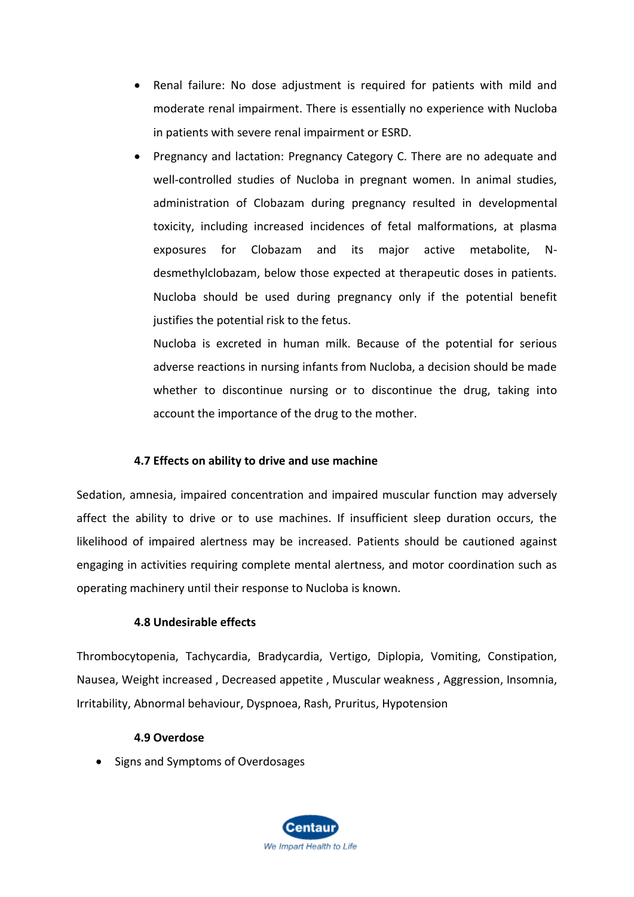- Renal failure: No dose adjustment is required for patients with mild and moderate renal impairment. There is essentially no experience with Nucloba in patients with severe renal impairment or ESRD.
- Pregnancy and lactation: Pregnancy Category C. There are no adequate and well-controlled studies of Nucloba in pregnant women. In animal studies, administration of Clobazam during pregnancy resulted in developmental toxicity, including increased incidences of fetal malformations, at plasma exposures for Clobazam and its major active metabolite, N-desmethylclobazam, below those expected at therapeutic doses in patients. Nucloba should be used during pregnancy only if the potential benefit justifies the potential risk to the fetus.

  Nucloba is excreted in human milk. Because of the potential for serious adverse reactions in nursing infants from Nucloba, a decision should be made whether to discontinue nursing or to discontinue the drug, taking into account the importance of the drug to the mother.

### 4.7 Effects on ability to drive and use machine

Sedation, amnesia, impaired concentration and impaired muscular function may adversely affect the ability to drive or to use machines. If insufficient sleep duration occurs, the likelihood of impaired alertness may be increased. Patients should be cautioned against engaging in activities requiring complete mental alertness, and motor coordination such as operating machinery until their response to Nucloba is known.

### 4.8 Undesirable effects

Thrombocytopenia, Tachycardia, Bradycardia, Vertigo, Diplopia, Vomiting, Constipation, Nausea, Weight increased , Decreased appetite , Muscular weakness , Aggression, Insomnia, Irritability, Abnormal behaviour, Dyspnoea, Rash, Pruritus, Hypotension

### 4.9 Overdose

- Signs and Symptoms of Overdosages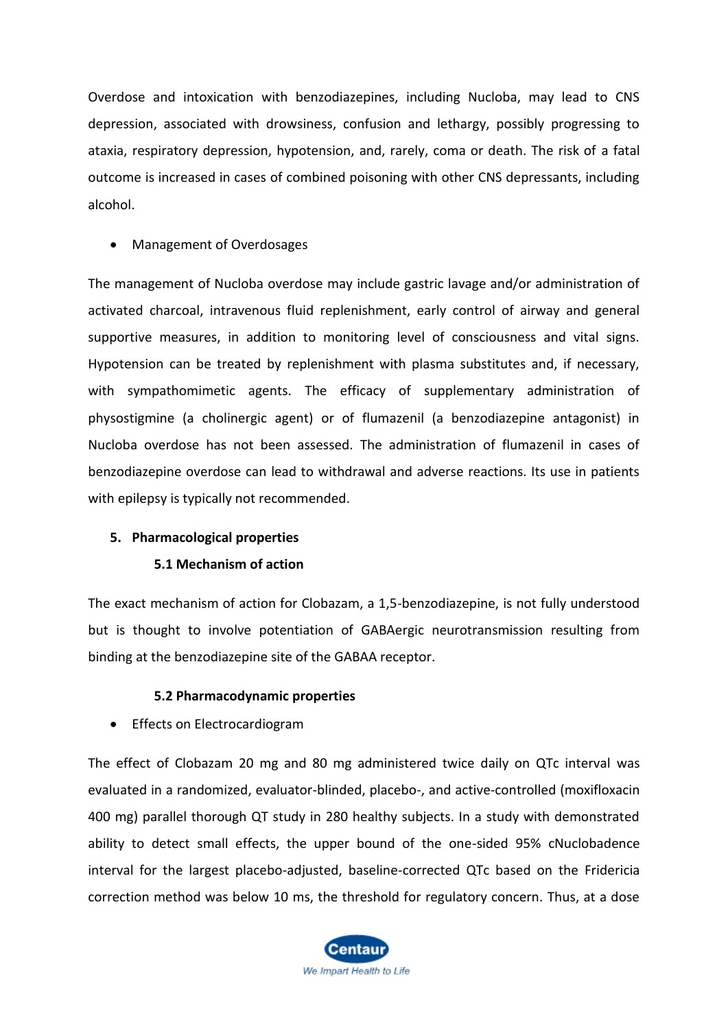Overdose and intoxication with benzodiazepines, including Nucloba, may lead to CNS depression, associated with drowsiness, confusion and lethargy, possibly progressing to ataxia, respiratory depression, hypotension, and, rarely, coma or death. The risk of a fatal outcome is increased in cases of combined poisoning with other CNS depressants, including alcohol.

- Management of Overdosages

The management of Nucloba overdose may include gastric lavage and/or administration of activated charcoal, intravenous fluid replenishment, early control of airway and general supportive measures, in addition to monitoring level of consciousness and vital signs. Hypotension can be treated by replenishment with plasma substitutes and, if necessary, with sympathomimetic agents. The efficacy of supplementary administration of physostigmine (a cholinergic agent) or of flumazenil (a benzodiazepine antagonist) in Nucloba overdose has not been assessed. The administration of flumazenil in cases of benzodiazepine overdose can lead to withdrawal and adverse reactions. Its use in patients with epilepsy is typically not recommended.

## 5. Pharmacological properties

### 5.1 Mechanism of action

The exact mechanism of action for Clobazam, a 1,5-benzodiazepine, is not fully understood but is thought to involve potentiation of GABAergic neurotransmission resulting from binding at the benzodiazepine site of the GABAA receptor.

### 5.2 Pharmacodynamic properties

- Effects on Electrocardiogram

The effect of Clobazam 20 mg and 80 mg administered twice daily on QTc interval was evaluated in a randomized, evaluator-blinded, placebo-, and active-controlled (moxifloxacin 400 mg) parallel thorough QT study in 280 healthy subjects. In a study with demonstrated ability to detect small effects, the upper bound of the one-sided 95% cNucloba­dence interval for the largest placebo-adjusted, baseline-corrected QTc based on the Fridericia correction method was below 10 ms, the threshold for regulatory concern. Thus, at a dose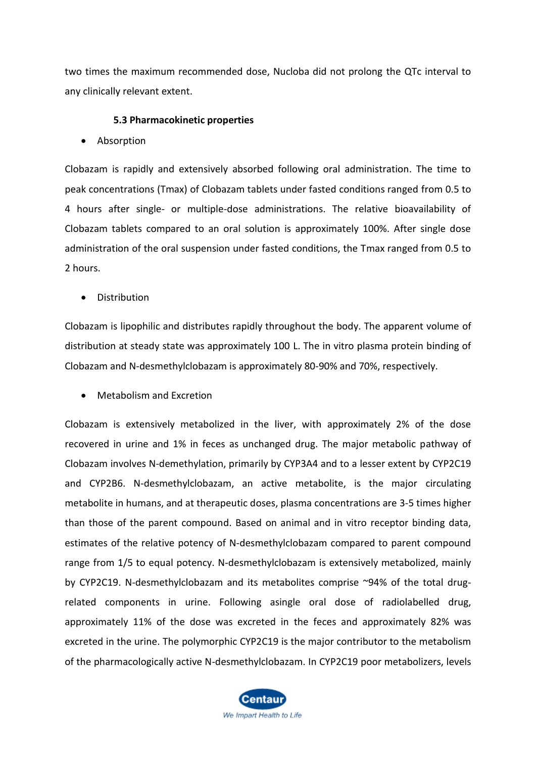two times the maximum recommended dose, Nucloba did not prolong the QTc interval to any clinically relevant extent.

### 5.3 Pharmacokinetic properties

- Absorption

Clobazam is rapidly and extensively absorbed following oral administration. The time to peak concentrations (Tmax) of Clobazam tablets under fasted conditions ranged from 0.5 to 4 hours after single- or multiple-dose administrations. The relative bioavailability of Clobazam tablets compared to an oral solution is approximately 100%. After single dose administration of the oral suspension under fasted conditions, the Tmax ranged from 0.5 to 2 hours.

- Distribution

Clobazam is lipophilic and distributes rapidly throughout the body. The apparent volume of distribution at steady state was approximately 100 L. The in vitro plasma protein binding of Clobazam and N-desmethylclobazam is approximately 80-90% and 70%, respectively.

- Metabolism and Excretion

Clobazam is extensively metabolized in the liver, with approximately 2% of the dose recovered in urine and 1% in feces as unchanged drug. The major metabolic pathway of Clobazam involves N-demethylation, primarily by CYP3A4 and to a lesser extent by CYP2C19 and CYP2B6. N-desmethylclobazam, an active metabolite, is the major circulating metabolite in humans, and at therapeutic doses, plasma concentrations are 3-5 times higher than those of the parent compound. Based on animal and in vitro receptor binding data, estimates of the relative potency of N-desmethylclobazam compared to parent compound range from 1/5 to equal potency. N-desmethylclobazam is extensively metabolized, mainly by CYP2C19. N-desmethylclobazam and its metabolites comprise ~94% of the total drug-related components in urine. Following asingle oral dose of radiolabelled drug, approximately 11% of the dose was excreted in the feces and approximately 82% was excreted in the urine. The polymorphic CYP2C19 is the major contributor to the metabolism of the pharmacologically active N-desmethylclobazam. In CYP2C19 poor metabolizers, levels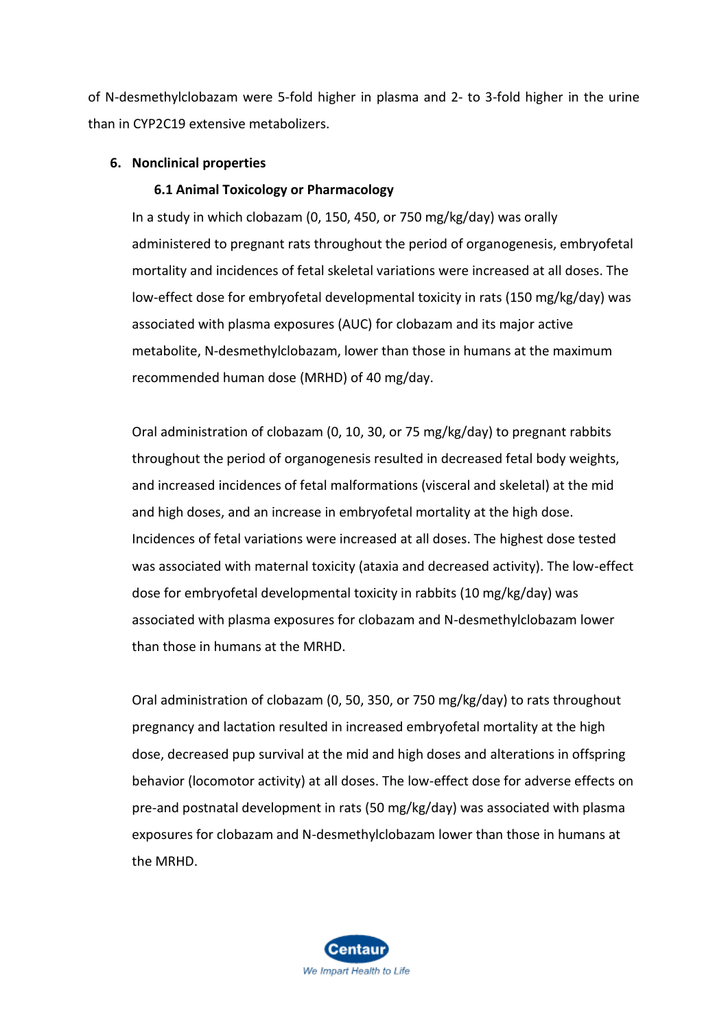of N-desmethylclobazam were 5-fold higher in plasma and 2- to 3-fold higher in the urine than in CYP2C19 extensive metabolizers.

## 6. Nonclinical properties

### 6.1 Animal Toxicology or Pharmacology

In a study in which clobazam (0, 150, 450, or 750 mg/kg/day) was orally administered to pregnant rats throughout the period of organogenesis, embryofetal mortality and incidences of fetal skeletal variations were increased at all doses. The low-effect dose for embryofetal developmental toxicity in rats (150 mg/kg/day) was associated with plasma exposures (AUC) for clobazam and its major active metabolite, N-desmethylclobazam, lower than those in humans at the maximum recommended human dose (MRHD) of 40 mg/day.

Oral administration of clobazam (0, 10, 30, or 75 mg/kg/day) to pregnant rabbits throughout the period of organogenesis resulted in decreased fetal body weights, and increased incidences of fetal malformations (visceral and skeletal) at the mid and high doses, and an increase in embryofetal mortality at the high dose. Incidences of fetal variations were increased at all doses. The highest dose tested was associated with maternal toxicity (ataxia and decreased activity). The low-effect dose for embryofetal developmental toxicity in rabbits (10 mg/kg/day) was associated with plasma exposures for clobazam and N-desmethylclobazam lower than those in humans at the MRHD.

Oral administration of clobazam (0, 50, 350, or 750 mg/kg/day) to rats throughout pregnancy and lactation resulted in increased embryofetal mortality at the high dose, decreased pup survival at the mid and high doses and alterations in offspring behavior (locomotor activity) at all doses. The low-effect dose for adverse effects on pre-and postnatal development in rats (50 mg/kg/day) was associated with plasma exposures for clobazam and N-desmethylclobazam lower than those in humans at the MRHD.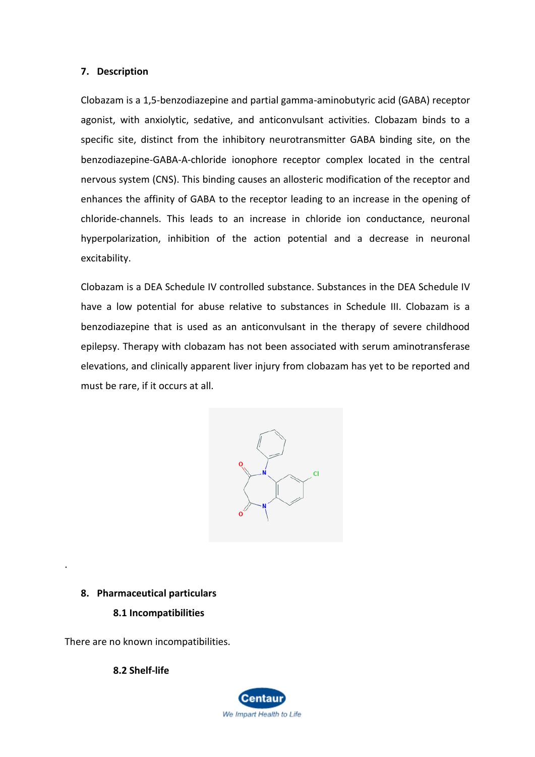## 7. Description

Clobazam is a 1,5-benzodiazepine and partial gamma-aminobutyric acid (GABA) receptor agonist, with anxiolytic, sedative, and anticonvulsant activities. Clobazam binds to a specific site, distinct from the inhibitory neurotransmitter GABA binding site, on the benzodiazepine-GABA-A-chloride ionophore receptor complex located in the central nervous system (CNS). This binding causes an allosteric modification of the receptor and enhances the affinity of GABA to the receptor leading to an increase in the opening of chloride-channels. This leads to an increase in chloride ion conductance, neuronal hyperpolarization, inhibition of the action potential and a decrease in neuronal excitability.

Clobazam is a DEA Schedule IV controlled substance. Substances in the DEA Schedule IV have a low potential for abuse relative to substances in Schedule III. Clobazam is a benzodiazepine that is used as an anticonvulsant in the therapy of severe childhood epilepsy. Therapy with clobazam has not been associated with serum aminotransferase elevations, and clinically apparent liver injury from clobazam has yet to be reported and must be rare, if it occurs at all.

.

## 8. Pharmaceutical particulars

### 8.1 Incompatibilities

There are no known incompatibilities.

### 8.2 Shelf-life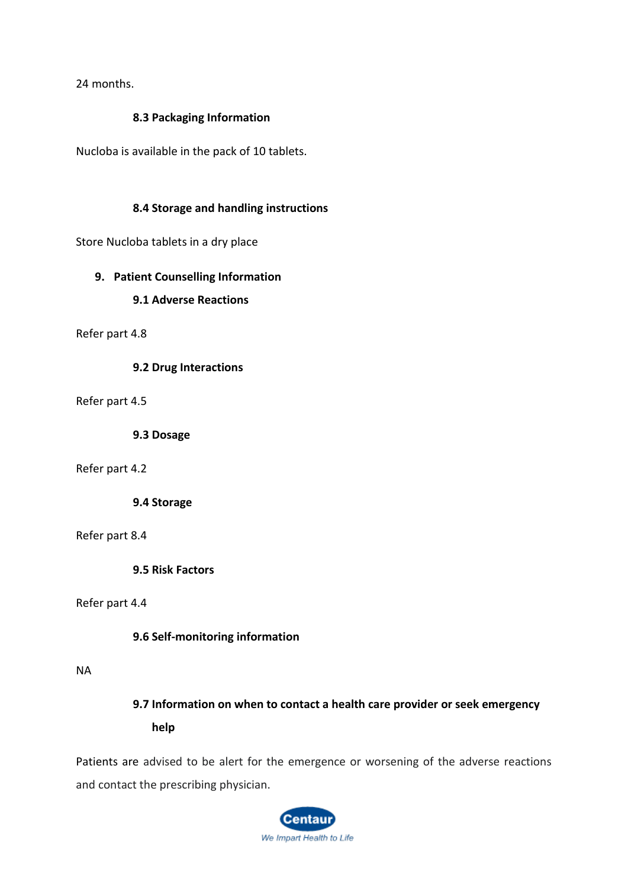24 months.

### 8.3 Packaging Information

Nucloba is available in the pack of 10 tablets.

### 8.4 Storage and handling instructions

Store Nucloba tablets in a dry place

## 9. Patient Counselling Information

### 9.1 Adverse Reactions

Refer part 4.8

### 9.2 Drug Interactions

Refer part 4.5

### 9.3 Dosage

Refer part 4.2

### 9.4 Storage

Refer part 8.4

### 9.5 Risk Factors

Refer part 4.4

### 9.6 Self-monitoring information

NA

### 9.7 Information on when to contact a health care provider or seek emergency help

Patients are advised to be alert for the emergence or worsening of the adverse reactions and contact the prescribing physician.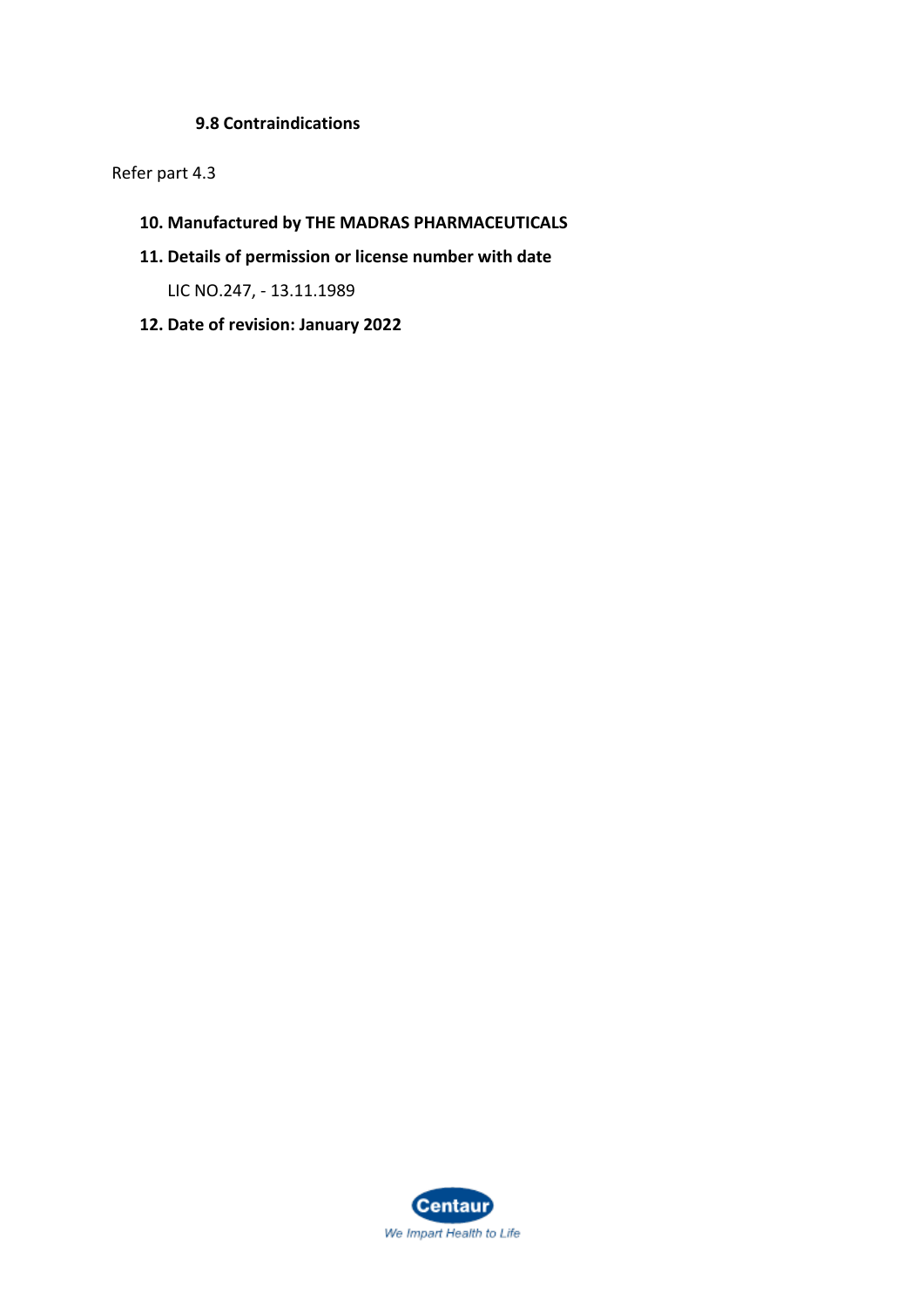### 9.8 Contraindications

Refer part 4.3

## 10. Manufactured by THE MADRAS PHARMACEUTICALS

## 11. Details of permission or license number with date

LIC NO.247, - 13.11.1989

## 12. Date of revision: January 2022